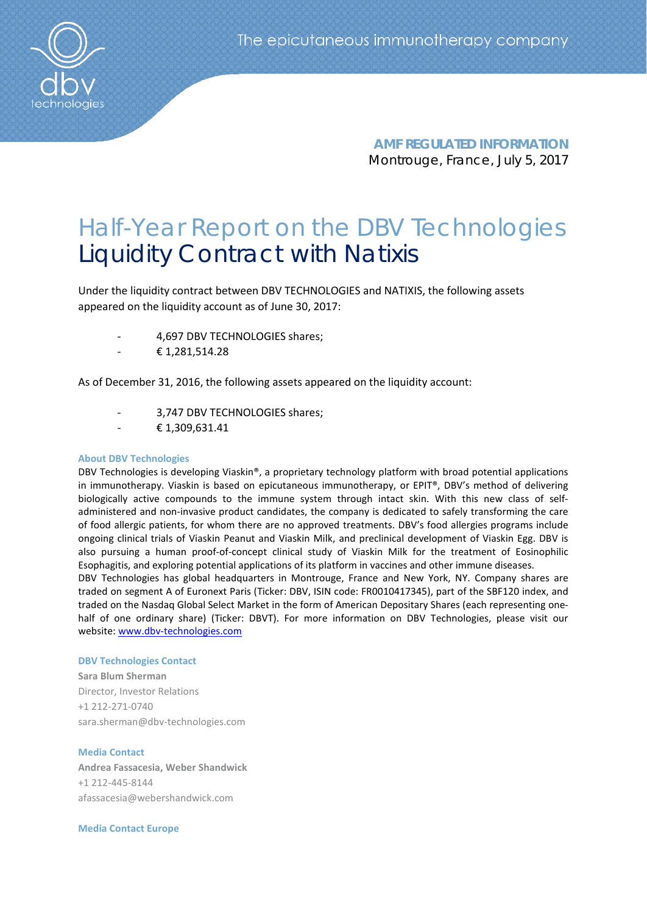The epicutaneous immunotherapy company

**AMF REGULATED INFORMATION**
Montrouge, France, July 5, 2017

# Half-Year Report on the DBV Technologies Liquidity Contract with Natixis

Under the liquidity contract between DBV TECHNOLOGIES and NATIXIS, the following assets appeared on the liquidity account as of June 30, 2017:

- 4,697 DBV TECHNOLOGIES shares;
- € 1,281,514.28

As of December 31, 2016, the following assets appeared on the liquidity account:

- 3,747 DBV TECHNOLOGIES shares;
- € 1,309,631.41

**About DBV Technologies**

DBV Technologies is developing Viaskin®, a proprietary technology platform with broad potential applications in immunotherapy. Viaskin is based on epicutaneous immunotherapy, or EPIT®, DBV's method of delivering biologically active compounds to the immune system through intact skin. With this new class of self-administered and non-invasive product candidates, the company is dedicated to safely transforming the care of food allergic patients, for whom there are no approved treatments. DBV's food allergies programs include ongoing clinical trials of Viaskin Peanut and Viaskin Milk, and preclinical development of Viaskin Egg. DBV is also pursuing a human proof-of-concept clinical study of Viaskin Milk for the treatment of Eosinophilic Esophagitis, and exploring potential applications of its platform in vaccines and other immune diseases.

DBV Technologies has global headquarters in Montrouge, France and New York, NY. Company shares are traded on segment A of Euronext Paris (Ticker: DBV, ISIN code: FR0010417345), part of the SBF120 index, and traded on the Nasdaq Global Select Market in the form of American Depositary Shares (each representing one-half of one ordinary share) (Ticker: DBVT). For more information on DBV Technologies, please visit our website: [www.dbv-technologies.com](http://www.dbv-technologies.com)

**DBV Technologies Contact**

**Sara Blum Sherman**
Director, Investor Relations
+1 212-271-0740
sara.sherman@dbv-technologies.com

**Media Contact**

**Andrea Fassacesia, Weber Shandwick**
+1 212-445-8144
afassacesia@webershandwick.com

**Media Contact Europe**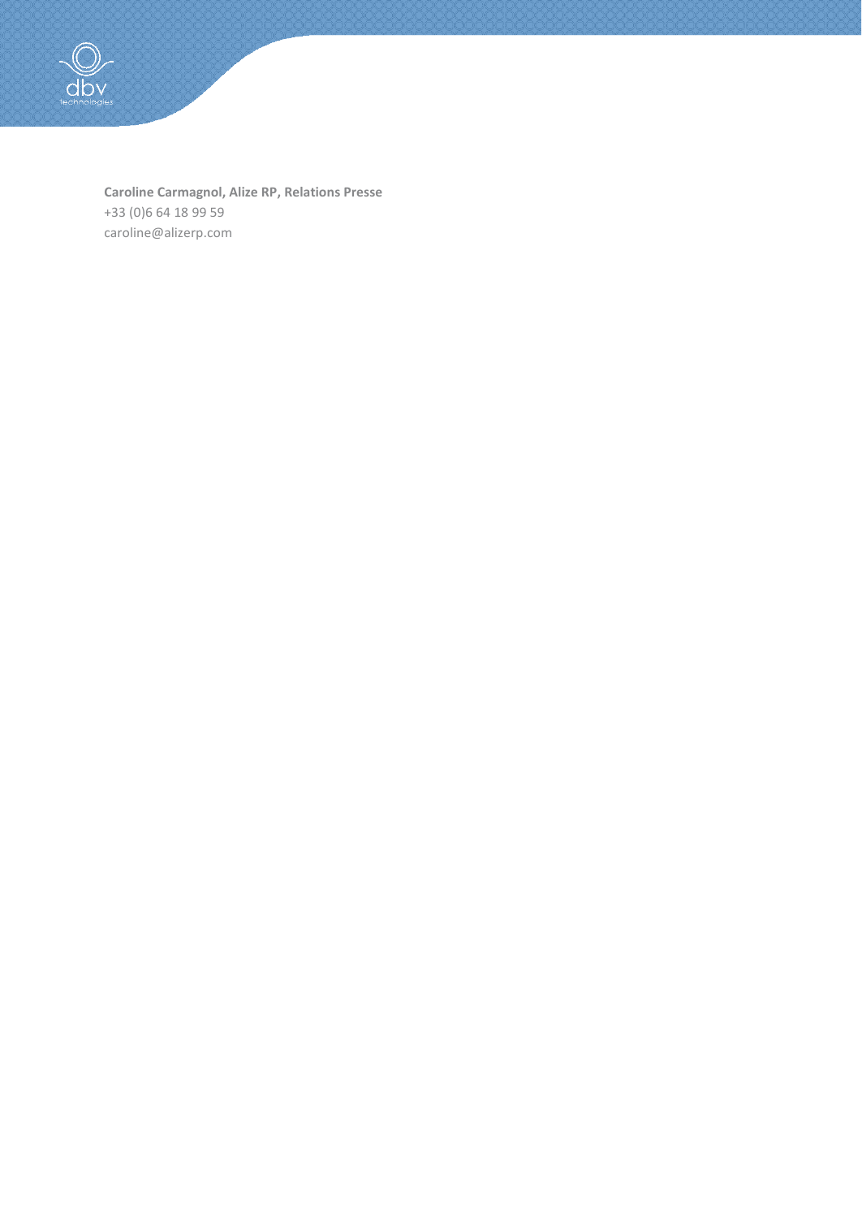**Caroline Carmagnol, Alize RP, Relations Presse**
+33 (0)6 64 18 99 59
caroline@alizerp.com